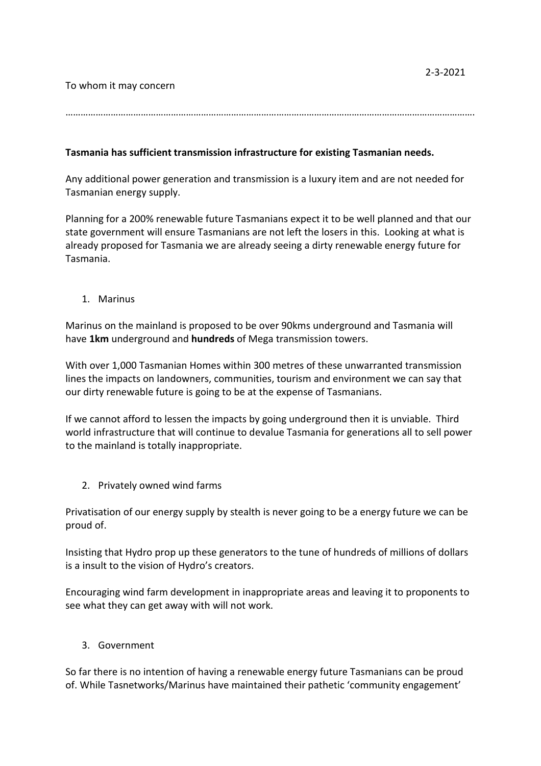2-3-2021

To whom it may concern

…………………………………………………………………………………………………………………………………………………….

**Tasmania has sufficient transmission infrastructure for existing Tasmanian needs.**

Any additional power generation and transmission is a luxury item and are not needed for Tasmanian energy supply.

Planning for a 200% renewable future Tasmanians expect it to be well planned and that our state government will ensure Tasmanians are not left the losers in this. Looking at what is already proposed for Tasmania we are already seeing a dirty renewable energy future for Tasmania.

1. Marinus

Marinus on the mainland is proposed to be over 90kms underground and Tasmania will have **1km** underground and **hundreds** of Mega transmission towers.

With over 1,000 Tasmanian Homes within 300 metres of these unwarranted transmission lines the impacts on landowners, communities, tourism and environment we can say that our dirty renewable future is going to be at the expense of Tasmanians.

If we cannot afford to lessen the impacts by going underground then it is unviable. Third world infrastructure that will continue to devalue Tasmania for generations all to sell power to the mainland is totally inappropriate.

2. Privately owned wind farms

Privatisation of our energy supply by stealth is never going to be a energy future we can be proud of.

Insisting that Hydro prop up these generators to the tune of hundreds of millions of dollars is a insult to the vision of Hydro's creators.

Encouraging wind farm development in inappropriate areas and leaving it to proponents to see what they can get away with will not work.

3. Government

So far there is no intention of having a renewable energy future Tasmanians can be proud of. While Tasnetworks/Marinus have maintained their pathetic 'community engagement'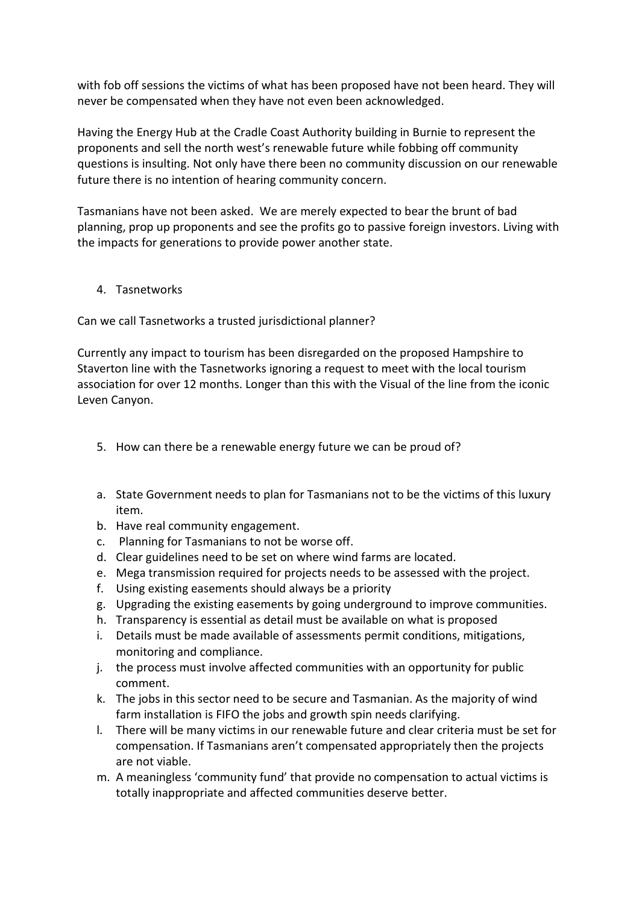with fob off sessions the victims of what has been proposed have not been heard. They will never be compensated when they have not even been acknowledged.

Having the Energy Hub at the Cradle Coast Authority building in Burnie to represent the proponents and sell the north west's renewable future while fobbing off community questions is insulting. Not only have there been no community discussion on our renewable future there is no intention of hearing community concern.

Tasmanians have not been asked. We are merely expected to bear the brunt of bad planning, prop up proponents and see the profits go to passive foreign investors. Living with the impacts for generations to provide power another state.

4. Tasnetworks

Can we call Tasnetworks a trusted jurisdictional planner?

Currently any impact to tourism has been disregarded on the proposed Hampshire to Staverton line with the Tasnetworks ignoring a request to meet with the local tourism association for over 12 months. Longer than this with the Visual of the line from the iconic Leven Canyon.

5. How can there be a renewable energy future we can be proud of?

a. State Government needs to plan for Tasmanians not to be the victims of this luxury item.
b. Have real community engagement.
c. Planning for Tasmanians to not be worse off.
d. Clear guidelines need to be set on where wind farms are located.
e. Mega transmission required for projects needs to be assessed with the project.
f. Using existing easements should always be a priority
g. Upgrading the existing easements by going underground to improve communities.
h. Transparency is essential as detail must be available on what is proposed
i. Details must be made available of assessments permit conditions, mitigations, monitoring and compliance.
j. the process must involve affected communities with an opportunity for public comment.
k. The jobs in this sector need to be secure and Tasmanian. As the majority of wind farm installation is FIFO the jobs and growth spin needs clarifying.
l. There will be many victims in our renewable future and clear criteria must be set for compensation. If Tasmanians aren't compensated appropriately then the projects are not viable.
m. A meaningless 'community fund' that provide no compensation to actual victims is totally inappropriate and affected communities deserve better.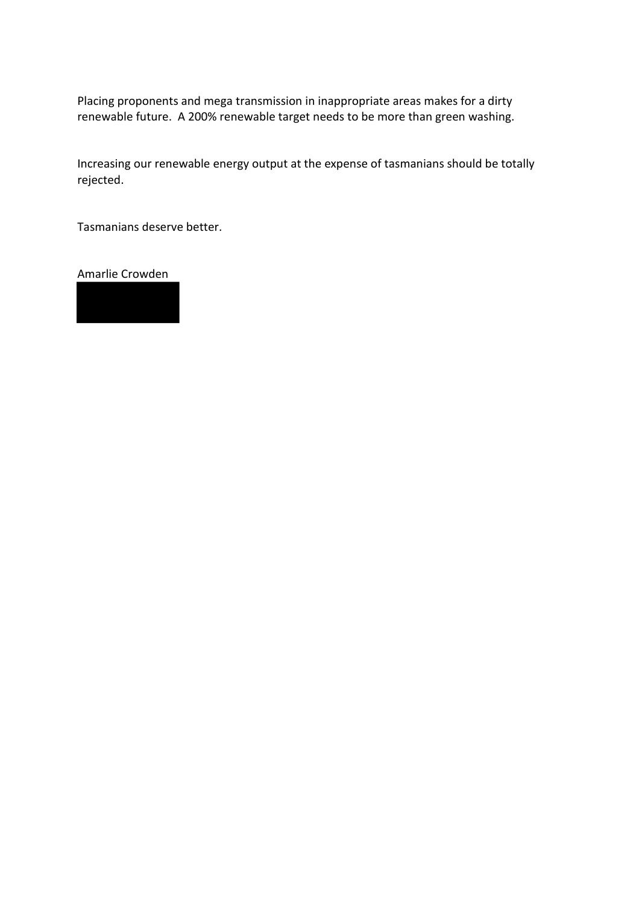Placing proponents and mega transmission in inappropriate areas makes for a dirty renewable future.  A 200% renewable target needs to be more than green washing.

Increasing our renewable energy output at the expense of tasmanians should be totally rejected.

Tasmanians deserve better.

Amarlie Crowden